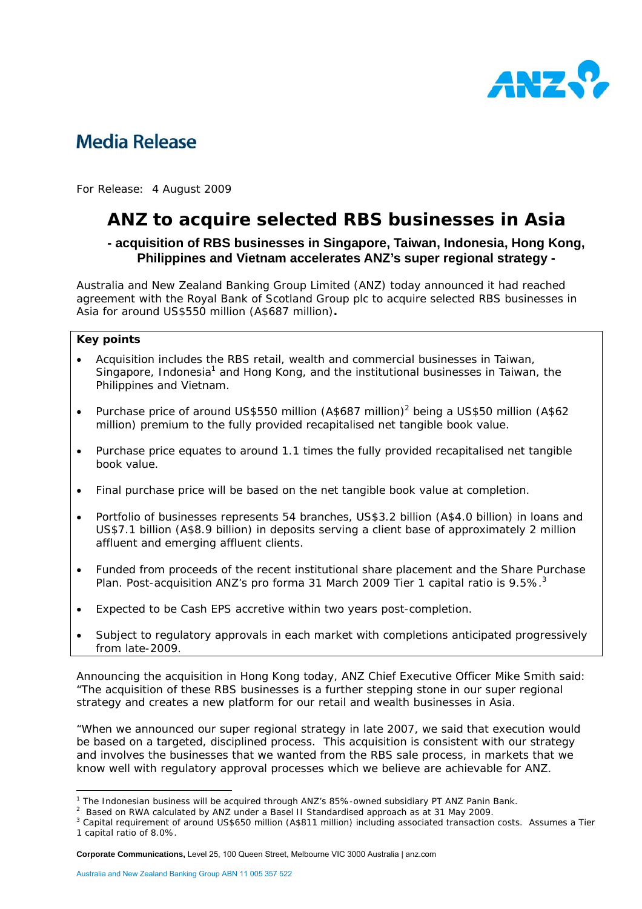## Media Release

For Release: 4 August 2009

# ANZ to acquire selected RBS businesses in Asia

### - acquisition of RBS businesses in Singapore, Taiwan, Indonesia, Hong Kong, Philippines and Vietnam accelerates ANZ's super regional strategy -

Australia and New Zealand Banking Group Limited (ANZ) today announced it had reached agreement with the Royal Bank of Scotland Group plc to acquire selected RBS businesses in Asia for around US$550 million (A$687 million)**.**

**Key points**

- Acquisition includes the RBS retail, wealth and commercial businesses in Taiwan, Singapore, Indonesia[1] and Hong Kong, and the institutional businesses in Taiwan, the Philippines and Vietnam.
- Purchase price of around US$550 million (A$687 million)[2] being a US$50 million (A$62 million) premium to the fully provided recapitalised net tangible book value.
- Purchase price equates to around 1.1 times the fully provided recapitalised net tangible book value.
- Final purchase price will be based on the net tangible book value at completion.
- Portfolio of businesses represents 54 branches, US$3.2 billion (A$4.0 billion) in loans and US$7.1 billion (A$8.9 billion) in deposits serving a client base of approximately 2 million affluent and emerging affluent clients.
- Funded from proceeds of the recent institutional share placement and the Share Purchase Plan. Post-acquisition ANZ's pro forma 31 March 2009 Tier 1 capital ratio is 9.5%.[3]
- Expected to be Cash EPS accretive within two years post-completion.
- Subject to regulatory approvals in each market with completions anticipated progressively from late-2009.

Announcing the acquisition in Hong Kong today, ANZ Chief Executive Officer Mike Smith said: "The acquisition of these RBS businesses is a further stepping stone in our super regional strategy and creates a new platform for our retail and wealth businesses in Asia.

"When we announced our super regional strategy in late 2007, we said that execution would be based on a targeted, disciplined process. This acquisition is consistent with our strategy and involves the businesses that we wanted from the RBS sale process, in markets that we know well with regulatory approval processes which we believe are achievable for ANZ.

---

[1] The Indonesian business will be acquired through ANZ's 85%-owned subsidiary PT ANZ Panin Bank.

[2] Based on RWA calculated by ANZ under a Basel II Standardised approach as at 31 May 2009.

[3] Capital requirement of around US$650 million (A$811 million) including associated transaction costs. Assumes a Tier 1 capital ratio of 8.0%.

**Corporate Communications,** Level 25, 100 Queen Street, Melbourne VIC 3000 Australia | anz.com

Australia and New Zealand Banking Group ABN 11 005 357 522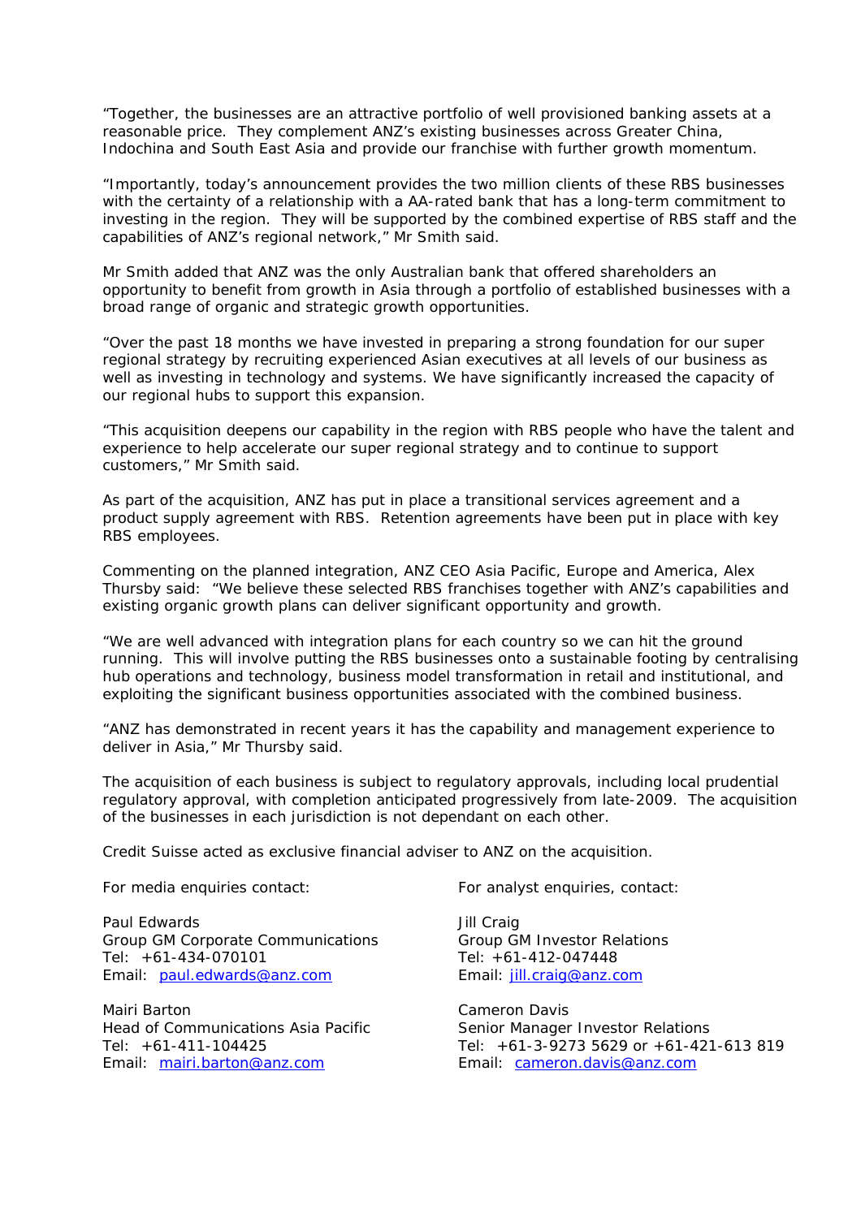"Together, the businesses are an attractive portfolio of well provisioned banking assets at a reasonable price. They complement ANZ's existing businesses across Greater China, Indochina and South East Asia and provide our franchise with further growth momentum.

"Importantly, today's announcement provides the two million clients of these RBS businesses with the certainty of a relationship with a AA-rated bank that has a long-term commitment to investing in the region. They will be supported by the combined expertise of RBS staff and the capabilities of ANZ's regional network," Mr Smith said.

Mr Smith added that ANZ was the only Australian bank that offered shareholders an opportunity to benefit from growth in Asia through a portfolio of established businesses with a broad range of organic and strategic growth opportunities.

"Over the past 18 months we have invested in preparing a strong foundation for our super regional strategy by recruiting experienced Asian executives at all levels of our business as well as investing in technology and systems. We have significantly increased the capacity of our regional hubs to support this expansion.

"This acquisition deepens our capability in the region with RBS people who have the talent and experience to help accelerate our super regional strategy and to continue to support customers," Mr Smith said.

As part of the acquisition, ANZ has put in place a transitional services agreement and a product supply agreement with RBS. Retention agreements have been put in place with key RBS employees.

Commenting on the planned integration, ANZ CEO Asia Pacific, Europe and America, Alex Thursby said: "We believe these selected RBS franchises together with ANZ's capabilities and existing organic growth plans can deliver significant opportunity and growth.

"We are well advanced with integration plans for each country so we can hit the ground running. This will involve putting the RBS businesses onto a sustainable footing by centralising hub operations and technology, business model transformation in retail and institutional, and exploiting the significant business opportunities associated with the combined business.

"ANZ has demonstrated in recent years it has the capability and management experience to deliver in Asia," Mr Thursby said.

The acquisition of each business is subject to regulatory approvals, including local prudential regulatory approval, with completion anticipated progressively from late-2009. The acquisition of the businesses in each jurisdiction is not dependant on each other.

Credit Suisse acted as exclusive financial adviser to ANZ on the acquisition.

For media enquiries contact:

Paul Edwards
Group GM Corporate Communications
Tel: +61-434-070101
Email: paul.edwards@anz.com

Mairi Barton
Head of Communications Asia Pacific
Tel: +61-411-104425
Email: mairi.barton@anz.com

For analyst enquiries, contact:

Jill Craig
Group GM Investor Relations
Tel: +61-412-047448
Email: jill.craig@anz.com

Cameron Davis
Senior Manager Investor Relations
Tel: +61-3-9273 5629 or +61-421-613 819
Email: cameron.davis@anz.com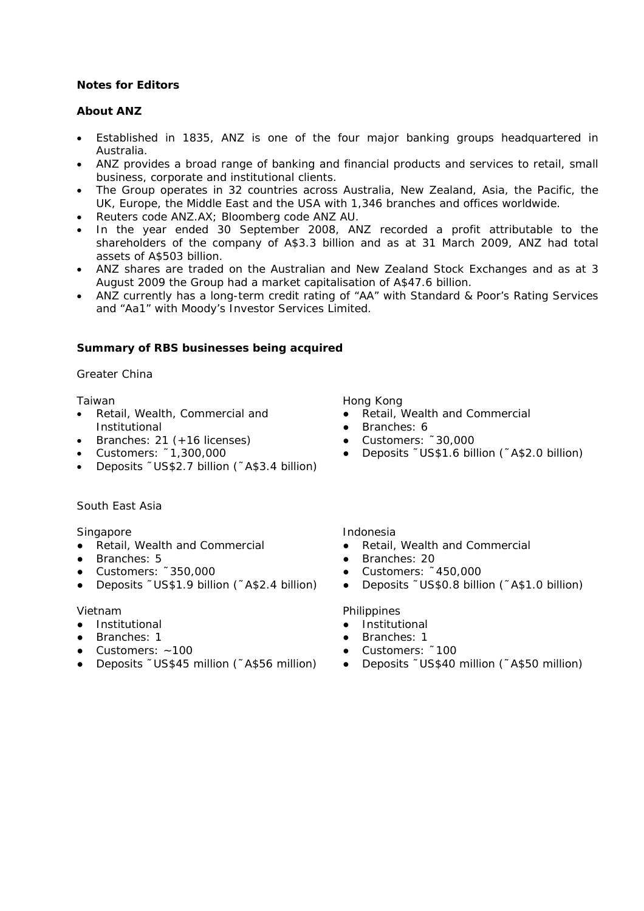**Notes for Editors**

**About ANZ**

- Established in 1835, ANZ is one of the four major banking groups headquartered in Australia.
- ANZ provides a broad range of banking and financial products and services to retail, small business, corporate and institutional clients.
- The Group operates in 32 countries across Australia, New Zealand, Asia, the Pacific, the UK, Europe, the Middle East and the USA with 1,346 branches and offices worldwide.
- Reuters code ANZ.AX; Bloomberg code ANZ AU.
- In the year ended 30 September 2008, ANZ recorded a profit attributable to the shareholders of the company of A$3.3 billion and as at 31 March 2009, ANZ had total assets of A$503 billion.
- ANZ shares are traded on the Australian and New Zealand Stock Exchanges and as at 3 August 2009 the Group had a market capitalisation of A$47.6 billion.
- ANZ currently has a long-term credit rating of "AA" with Standard & Poor's Rating Services and "Aa1" with Moody's Investor Services Limited.

**Summary of RBS businesses being acquired**

Greater China

Taiwan
- Retail, Wealth, Commercial and Institutional
- Branches: 21 (+16 licenses)
- Customers: ˜1,300,000
- Deposits ˜US$2.7 billion (˜A$3.4 billion)

Hong Kong
- Retail, Wealth and Commercial
- Branches: 6
- Customers: ˜30,000
- Deposits ˜US$1.6 billion (˜A$2.0 billion)

South East Asia

Singapore
- Retail, Wealth and Commercial
- Branches: 5
- Customers: ˜350,000
- Deposits ˜US$1.9 billion (˜A$2.4 billion)

Indonesia
- Retail, Wealth and Commercial
- Branches: 20
- Customers: ˜450,000
- Deposits ˜US$0.8 billion (˜A$1.0 billion)

Vietnam
- Institutional
- Branches: 1
- Customers: ~100
- Deposits ˜US$45 million (˜A$56 million)

Philippines
- Institutional
- Branches: 1
- Customers: ˜100
- Deposits ˜US$40 million (˜A$50 million)